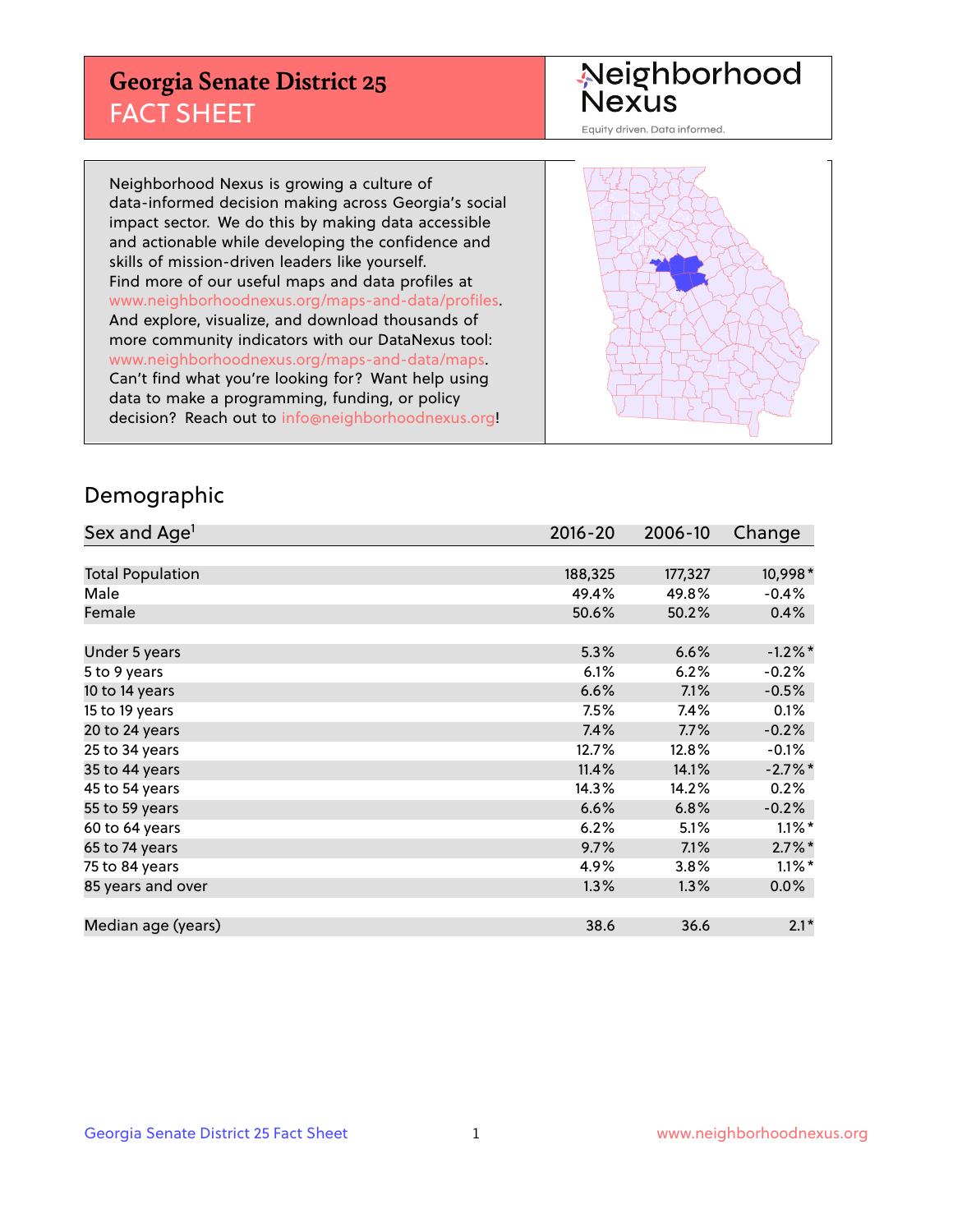# Georgia Senate District 25
## FACT SHEET

Neighborhood Nexus

Equity driven. Data informed.

Neighborhood Nexus is growing a culture of data-informed decision making across Georgia's social impact sector. We do this by making data accessible and actionable while developing the confidence and skills of mission-driven leaders like yourself. Find more of our useful maps and data profiles at www.neighborhoodnexus.org/maps-and-data/profiles. And explore, visualize, and download thousands of more community indicators with our DataNexus tool: www.neighborhoodnexus.org/maps-and-data/maps. Can't find what you're looking for? Want help using data to make a programming, funding, or policy decision? Reach out to info@neighborhoodnexus.org!

## Demographic

| Sex and Age[1] | 2016-20 | 2006-10 | Change |
|---|---|---|---|
| Total Population | 188,325 | 177,327 | 10,998* |
| Male | 49.4% | 49.8% | -0.4% |
| Female | 50.6% | 50.2% | 0.4% |
| | | | |
| Under 5 years | 5.3% | 6.6% | -1.2%* |
| 5 to 9 years | 6.1% | 6.2% | -0.2% |
| 10 to 14 years | 6.6% | 7.1% | -0.5% |
| 15 to 19 years | 7.5% | 7.4% | 0.1% |
| 20 to 24 years | 7.4% | 7.7% | -0.2% |
| 25 to 34 years | 12.7% | 12.8% | -0.1% |
| 35 to 44 years | 11.4% | 14.1% | -2.7%* |
| 45 to 54 years | 14.3% | 14.2% | 0.2% |
| 55 to 59 years | 6.6% | 6.8% | -0.2% |
| 60 to 64 years | 6.2% | 5.1% | 1.1%* |
| 65 to 74 years | 9.7% | 7.1% | 2.7%* |
| 75 to 84 years | 4.9% | 3.8% | 1.1%* |
| 85 years and over | 1.3% | 1.3% | 0.0% |
| | | | |
| Median age (years) | 38.6 | 36.6 | 2.1* |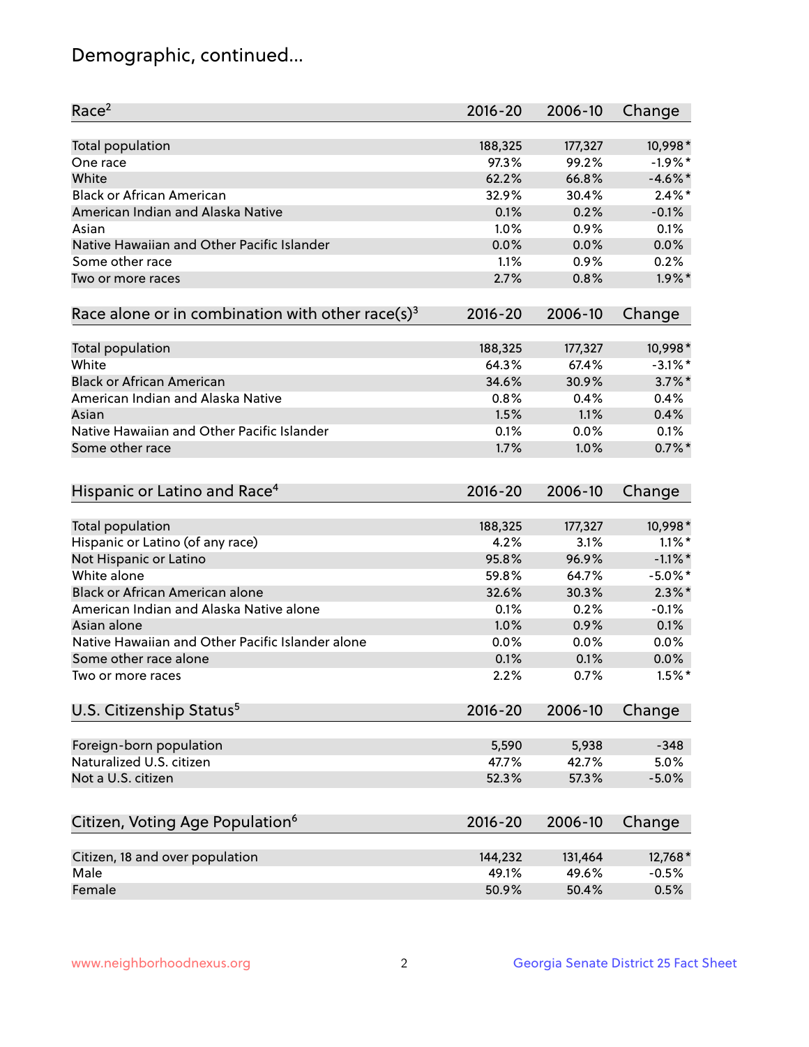# Demographic, continued...

| Race[2] | 2016-20 | 2006-10 | Change |
|---|---|---|---|
| Total population | 188,325 | 177,327 | 10,998* |
| One race | 97.3% | 99.2% | -1.9%* |
| White | 62.2% | 66.8% | -4.6%* |
| Black or African American | 32.9% | 30.4% | 2.4%* |
| American Indian and Alaska Native | 0.1% | 0.2% | -0.1% |
| Asian | 1.0% | 0.9% | 0.1% |
| Native Hawaiian and Other Pacific Islander | 0.0% | 0.0% | 0.0% |
| Some other race | 1.1% | 0.9% | 0.2% |
| Two or more races | 2.7% | 0.8% | 1.9%* |

| Race alone or in combination with other race(s)[3] | 2016-20 | 2006-10 | Change |
|---|---|---|---|
| Total population | 188,325 | 177,327 | 10,998* |
| White | 64.3% | 67.4% | -3.1%* |
| Black or African American | 34.6% | 30.9% | 3.7%* |
| American Indian and Alaska Native | 0.8% | 0.4% | 0.4% |
| Asian | 1.5% | 1.1% | 0.4% |
| Native Hawaiian and Other Pacific Islander | 0.1% | 0.0% | 0.1% |
| Some other race | 1.7% | 1.0% | 0.7%* |

| Hispanic or Latino and Race[4] | 2016-20 | 2006-10 | Change |
|---|---|---|---|
| Total population | 188,325 | 177,327 | 10,998* |
| Hispanic or Latino (of any race) | 4.2% | 3.1% | 1.1%* |
| Not Hispanic or Latino | 95.8% | 96.9% | -1.1%* |
| White alone | 59.8% | 64.7% | -5.0%* |
| Black or African American alone | 32.6% | 30.3% | 2.3%* |
| American Indian and Alaska Native alone | 0.1% | 0.2% | -0.1% |
| Asian alone | 1.0% | 0.9% | 0.1% |
| Native Hawaiian and Other Pacific Islander alone | 0.0% | 0.0% | 0.0% |
| Some other race alone | 0.1% | 0.1% | 0.0% |
| Two or more races | 2.2% | 0.7% | 1.5%* |

| U.S. Citizenship Status[5] | 2016-20 | 2006-10 | Change |
|---|---|---|---|
| Foreign-born population | 5,590 | 5,938 | -348 |
| Naturalized U.S. citizen | 47.7% | 42.7% | 5.0% |
| Not a U.S. citizen | 52.3% | 57.3% | -5.0% |

| Citizen, Voting Age Population[6] | 2016-20 | 2006-10 | Change |
|---|---|---|---|
| Citizen, 18 and over population | 144,232 | 131,464 | 12,768* |
| Male | 49.1% | 49.6% | -0.5% |
| Female | 50.9% | 50.4% | 0.5% |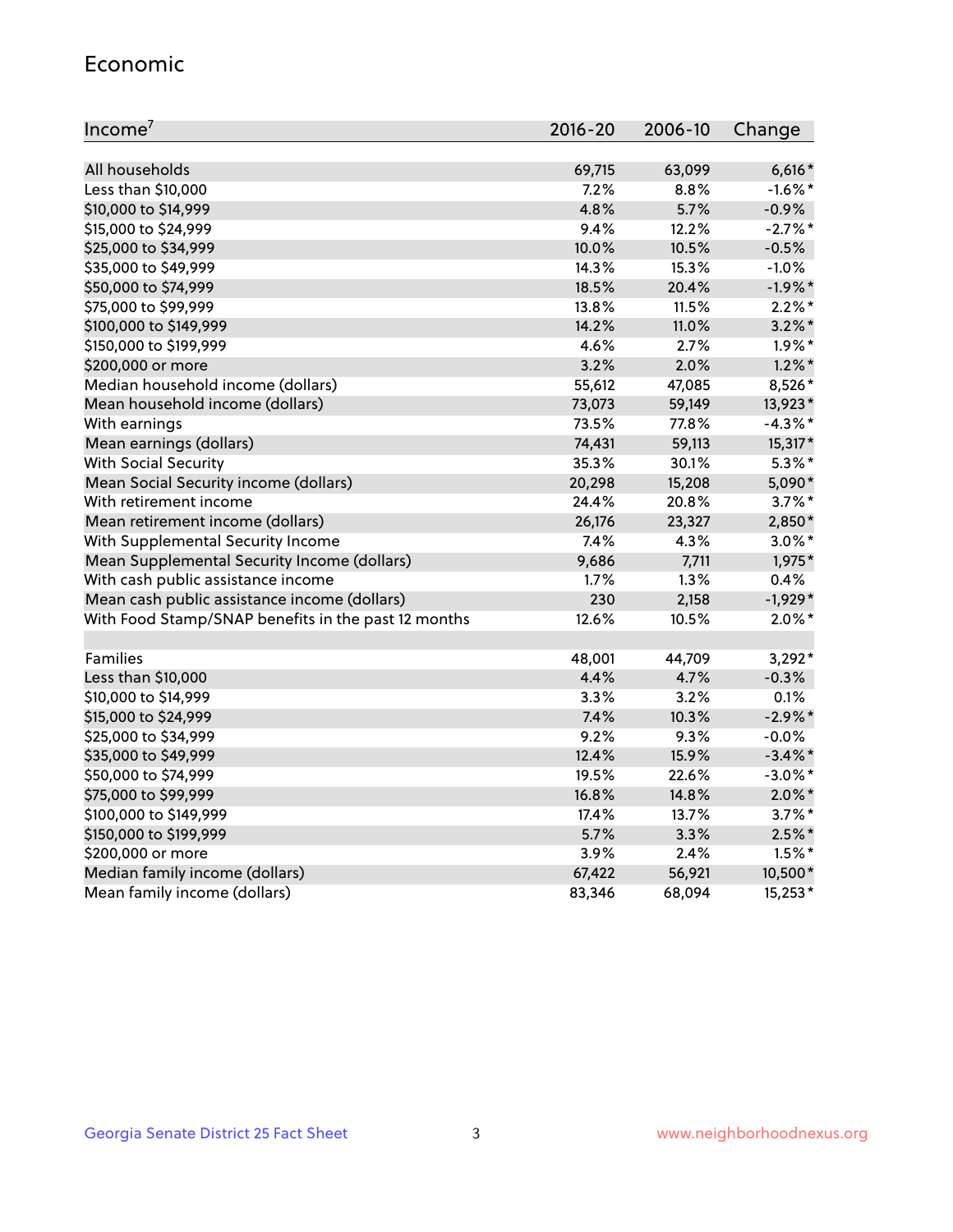## Economic

| Income[7] | 2016-20 | 2006-10 | Change |
|---|---|---|---|
| All households | 69,715 | 63,099 | 6,616* |
| Less than $10,000 | 7.2% | 8.8% | -1.6%* |
| $10,000 to $14,999 | 4.8% | 5.7% | -0.9% |
| $15,000 to $24,999 | 9.4% | 12.2% | -2.7%* |
| $25,000 to $34,999 | 10.0% | 10.5% | -0.5% |
| $35,000 to $49,999 | 14.3% | 15.3% | -1.0% |
| $50,000 to $74,999 | 18.5% | 20.4% | -1.9%* |
| $75,000 to $99,999 | 13.8% | 11.5% | 2.2%* |
| $100,000 to $149,999 | 14.2% | 11.0% | 3.2%* |
| $150,000 to $199,999 | 4.6% | 2.7% | 1.9%* |
| $200,000 or more | 3.2% | 2.0% | 1.2%* |
| Median household income (dollars) | 55,612 | 47,085 | 8,526* |
| Mean household income (dollars) | 73,073 | 59,149 | 13,923* |
| With earnings | 73.5% | 77.8% | -4.3%* |
| Mean earnings (dollars) | 74,431 | 59,113 | 15,317* |
| With Social Security | 35.3% | 30.1% | 5.3%* |
| Mean Social Security income (dollars) | 20,298 | 15,208 | 5,090* |
| With retirement income | 24.4% | 20.8% | 3.7%* |
| Mean retirement income (dollars) | 26,176 | 23,327 | 2,850* |
| With Supplemental Security Income | 7.4% | 4.3% | 3.0%* |
| Mean Supplemental Security Income (dollars) | 9,686 | 7,711 | 1,975* |
| With cash public assistance income | 1.7% | 1.3% | 0.4% |
| Mean cash public assistance income (dollars) | 230 | 2,158 | -1,929* |
| With Food Stamp/SNAP benefits in the past 12 months | 12.6% | 10.5% | 2.0%* |
| | | | |
| Families | 48,001 | 44,709 | 3,292* |
| Less than $10,000 | 4.4% | 4.7% | -0.3% |
| $10,000 to $14,999 | 3.3% | 3.2% | 0.1% |
| $15,000 to $24,999 | 7.4% | 10.3% | -2.9%* |
| $25,000 to $34,999 | 9.2% | 9.3% | -0.0% |
| $35,000 to $49,999 | 12.4% | 15.9% | -3.4%* |
| $50,000 to $74,999 | 19.5% | 22.6% | -3.0%* |
| $75,000 to $99,999 | 16.8% | 14.8% | 2.0%* |
| $100,000 to $149,999 | 17.4% | 13.7% | 3.7%* |
| $150,000 to $199,999 | 5.7% | 3.3% | 2.5%* |
| $200,000 or more | 3.9% | 2.4% | 1.5%* |
| Median family income (dollars) | 67,422 | 56,921 | 10,500* |
| Mean family income (dollars) | 83,346 | 68,094 | 15,253* |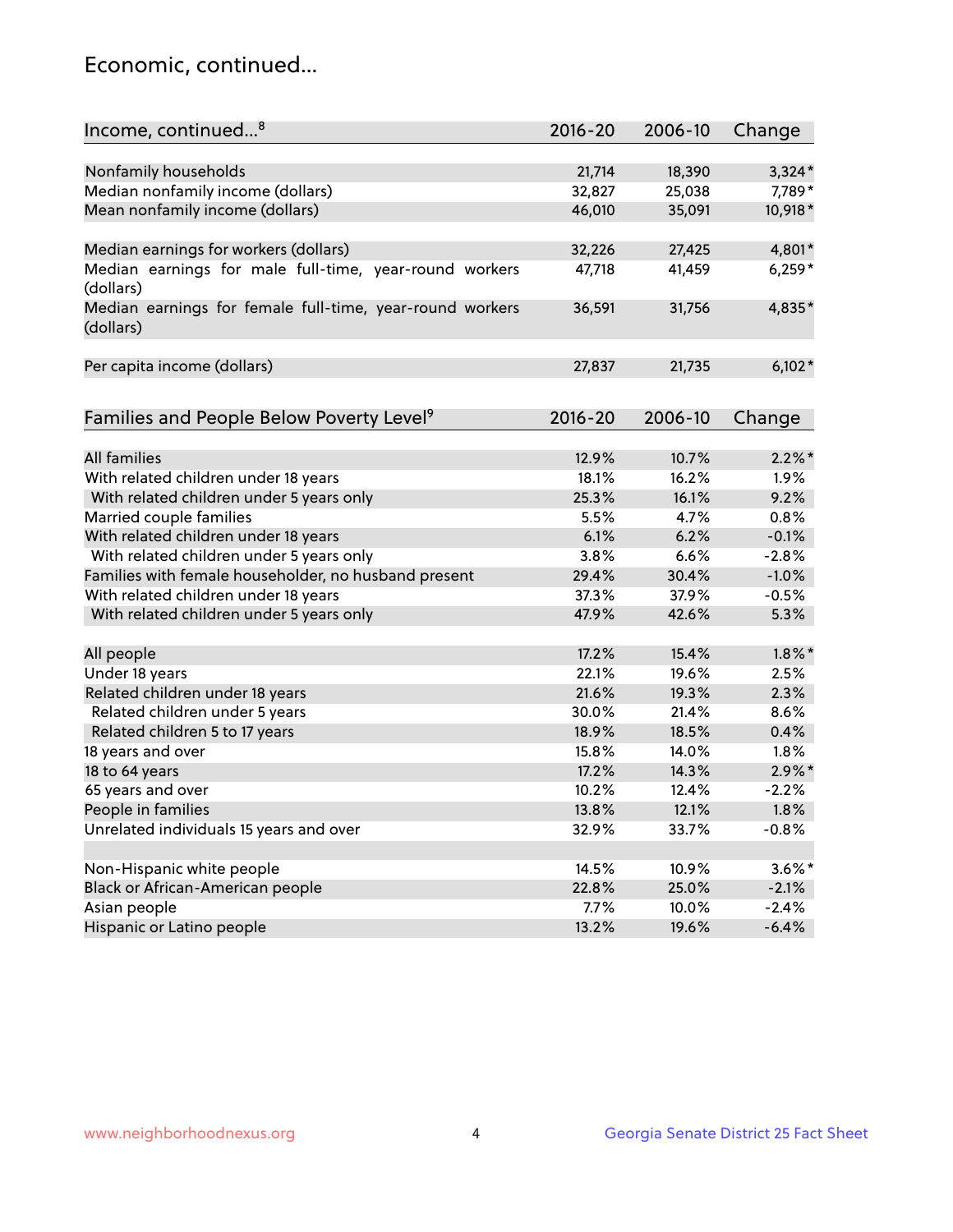## Economic, continued...

| Income, continued...[8] | 2016-20 | 2006-10 | Change |
|---|---|---|---|
| Nonfamily households | 21,714 | 18,390 | 3,324* |
| Median nonfamily income (dollars) | 32,827 | 25,038 | 7,789* |
| Mean nonfamily income (dollars) | 46,010 | 35,091 | 10,918* |
| Median earnings for workers (dollars) | 32,226 | 27,425 | 4,801* |
| Median earnings for male full-time, year-round workers (dollars) | 47,718 | 41,459 | 6,259* |
| Median earnings for female full-time, year-round workers (dollars) | 36,591 | 31,756 | 4,835* |
| Per capita income (dollars) | 27,837 | 21,735 | 6,102* |

| Families and People Below Poverty Level[9] | 2016-20 | 2006-10 | Change |
|---|---|---|---|
| All families | 12.9% | 10.7% | 2.2%* |
| With related children under 18 years | 18.1% | 16.2% | 1.9% |
| With related children under 5 years only | 25.3% | 16.1% | 9.2% |
| Married couple families | 5.5% | 4.7% | 0.8% |
| With related children under 18 years | 6.1% | 6.2% | -0.1% |
| With related children under 5 years only | 3.8% | 6.6% | -2.8% |
| Families with female householder, no husband present | 29.4% | 30.4% | -1.0% |
| With related children under 18 years | 37.3% | 37.9% | -0.5% |
| With related children under 5 years only | 47.9% | 42.6% | 5.3% |
| All people | 17.2% | 15.4% | 1.8%* |
| Under 18 years | 22.1% | 19.6% | 2.5% |
| Related children under 18 years | 21.6% | 19.3% | 2.3% |
| Related children under 5 years | 30.0% | 21.4% | 8.6% |
| Related children 5 to 17 years | 18.9% | 18.5% | 0.4% |
| 18 years and over | 15.8% | 14.0% | 1.8% |
| 18 to 64 years | 17.2% | 14.3% | 2.9%* |
| 65 years and over | 10.2% | 12.4% | -2.2% |
| People in families | 13.8% | 12.1% | 1.8% |
| Unrelated individuals 15 years and over | 32.9% | 33.7% | -0.8% |
| Non-Hispanic white people | 14.5% | 10.9% | 3.6%* |
| Black or African-American people | 22.8% | 25.0% | -2.1% |
| Asian people | 7.7% | 10.0% | -2.4% |
| Hispanic or Latino people | 13.2% | 19.6% | -6.4% |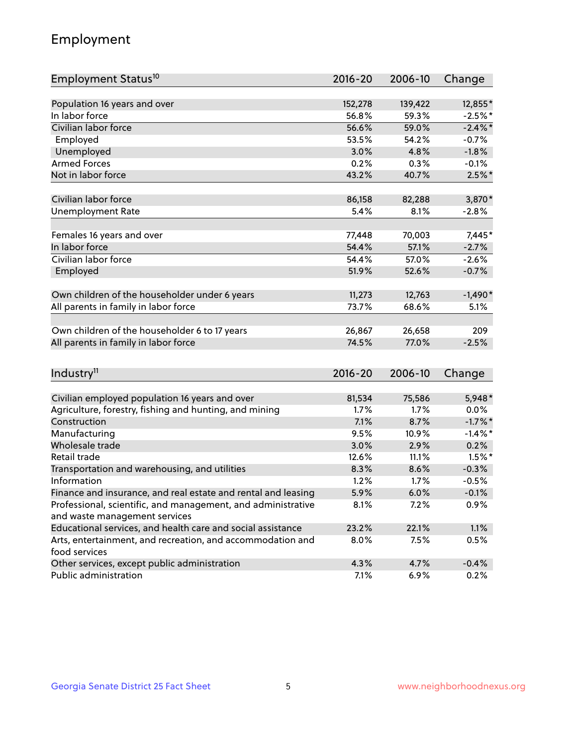## Employment

| Employment Status[10] | 2016-20 | 2006-10 | Change |
|---|---|---|---|
| Population 16 years and over | 152,278 | 139,422 | 12,855* |
| In labor force | 56.8% | 59.3% | -2.5%* |
| Civilian labor force | 56.6% | 59.0% | -2.4%* |
| Employed | 53.5% | 54.2% | -0.7% |
| Unemployed | 3.0% | 4.8% | -1.8% |
| Armed Forces | 0.2% | 0.3% | -0.1% |
| Not in labor force | 43.2% | 40.7% | 2.5%* |
| | | | |
| Civilian labor force | 86,158 | 82,288 | 3,870* |
| Unemployment Rate | 5.4% | 8.1% | -2.8% |
| | | | |
| Females 16 years and over | 77,448 | 70,003 | 7,445* |
| In labor force | 54.4% | 57.1% | -2.7% |
| Civilian labor force | 54.4% | 57.0% | -2.6% |
| Employed | 51.9% | 52.6% | -0.7% |
| | | | |
| Own children of the householder under 6 years | 11,273 | 12,763 | -1,490* |
| All parents in family in labor force | 73.7% | 68.6% | 5.1% |
| | | | |
| Own children of the householder 6 to 17 years | 26,867 | 26,658 | 209 |
| All parents in family in labor force | 74.5% | 77.0% | -2.5% |

| Industry[11] | 2016-20 | 2006-10 | Change |
|---|---|---|---|
| Civilian employed population 16 years and over | 81,534 | 75,586 | 5,948* |
| Agriculture, forestry, fishing and hunting, and mining | 1.7% | 1.7% | 0.0% |
| Construction | 7.1% | 8.7% | -1.7%* |
| Manufacturing | 9.5% | 10.9% | -1.4%* |
| Wholesale trade | 3.0% | 2.9% | 0.2% |
| Retail trade | 12.6% | 11.1% | 1.5%* |
| Transportation and warehousing, and utilities | 8.3% | 8.6% | -0.3% |
| Information | 1.2% | 1.7% | -0.5% |
| Finance and insurance, and real estate and rental and leasing | 5.9% | 6.0% | -0.1% |
| Professional, scientific, and management, and administrative and waste management services | 8.1% | 7.2% | 0.9% |
| Educational services, and health care and social assistance | 23.2% | 22.1% | 1.1% |
| Arts, entertainment, and recreation, and accommodation and food services | 8.0% | 7.5% | 0.5% |
| Other services, except public administration | 4.3% | 4.7% | -0.4% |
| Public administration | 7.1% | 6.9% | 0.2% |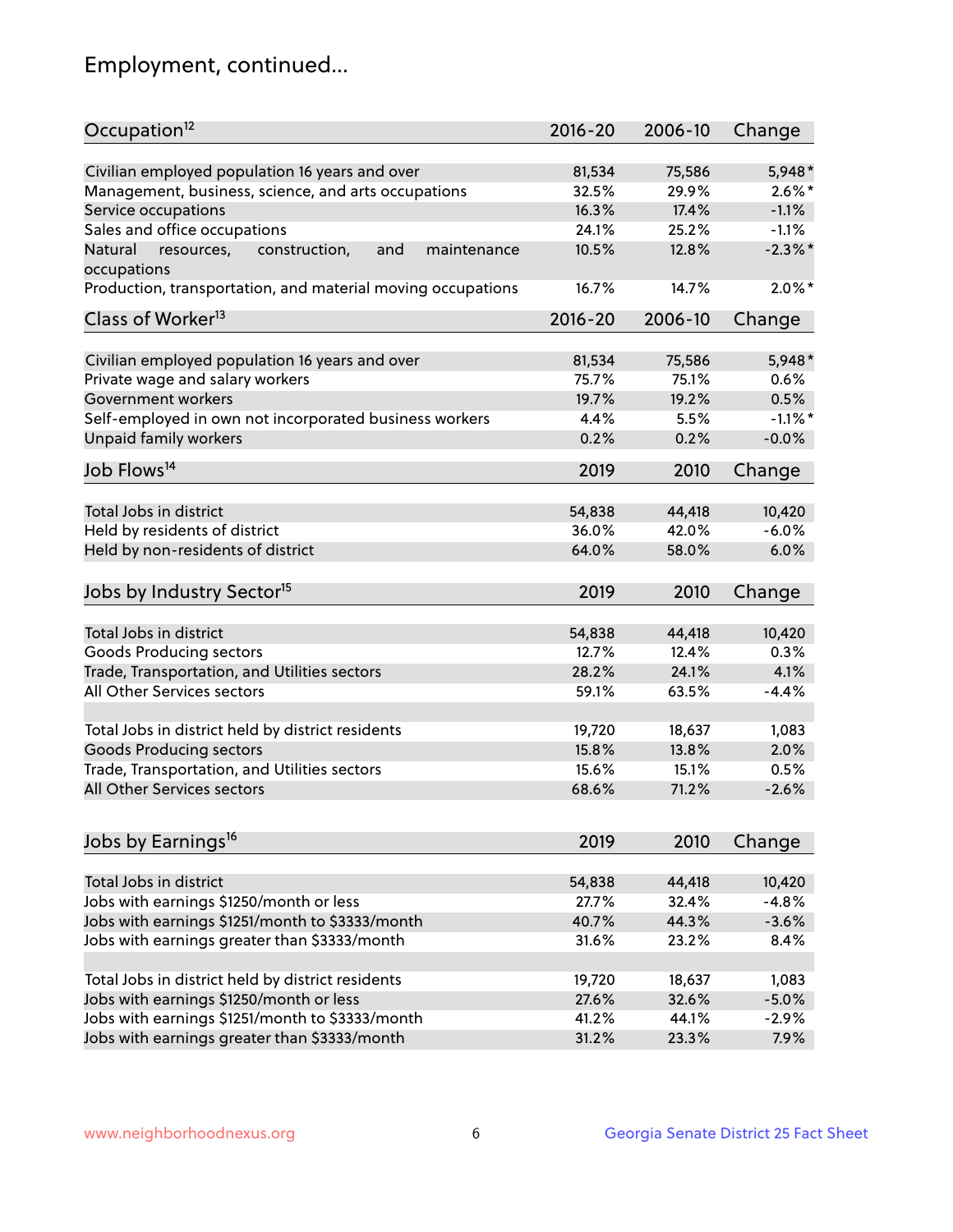## Employment, continued...

| Occupation[12] | 2016-20 | 2006-10 | Change |
|---|---|---|---|
| Civilian employed population 16 years and over | 81,534 | 75,586 | 5,948* |
| Management, business, science, and arts occupations | 32.5% | 29.9% | 2.6%* |
| Service occupations | 16.3% | 17.4% | -1.1% |
| Sales and office occupations | 24.1% | 25.2% | -1.1% |
| Natural resources, construction, and maintenance occupations | 10.5% | 12.8% | -2.3%* |
| Production, transportation, and material moving occupations | 16.7% | 14.7% | 2.0%* |

| Class of Worker[13] | 2016-20 | 2006-10 | Change |
|---|---|---|---|
| Civilian employed population 16 years and over | 81,534 | 75,586 | 5,948* |
| Private wage and salary workers | 75.7% | 75.1% | 0.6% |
| Government workers | 19.7% | 19.2% | 0.5% |
| Self-employed in own not incorporated business workers | 4.4% | 5.5% | -1.1%* |
| Unpaid family workers | 0.2% | 0.2% | -0.0% |

| Job Flows[14] | 2019 | 2010 | Change |
|---|---|---|---|
| Total Jobs in district | 54,838 | 44,418 | 10,420 |
| Held by residents of district | 36.0% | 42.0% | -6.0% |
| Held by non-residents of district | 64.0% | 58.0% | 6.0% |

| Jobs by Industry Sector[15] | 2019 | 2010 | Change |
|---|---|---|---|
| Total Jobs in district | 54,838 | 44,418 | 10,420 |
| Goods Producing sectors | 12.7% | 12.4% | 0.3% |
| Trade, Transportation, and Utilities sectors | 28.2% | 24.1% | 4.1% |
| All Other Services sectors | 59.1% | 63.5% | -4.4% |
| | | | |
| Total Jobs in district held by district residents | 19,720 | 18,637 | 1,083 |
| Goods Producing sectors | 15.8% | 13.8% | 2.0% |
| Trade, Transportation, and Utilities sectors | 15.6% | 15.1% | 0.5% |
| All Other Services sectors | 68.6% | 71.2% | -2.6% |

| Jobs by Earnings[16] | 2019 | 2010 | Change |
|---|---|---|---|
| Total Jobs in district | 54,838 | 44,418 | 10,420 |
| Jobs with earnings $1250/month or less | 27.7% | 32.4% | -4.8% |
| Jobs with earnings $1251/month to $3333/month | 40.7% | 44.3% | -3.6% |
| Jobs with earnings greater than $3333/month | 31.6% | 23.2% | 8.4% |
| | | | |
| Total Jobs in district held by district residents | 19,720 | 18,637 | 1,083 |
| Jobs with earnings $1250/month or less | 27.6% | 32.6% | -5.0% |
| Jobs with earnings $1251/month to $3333/month | 41.2% | 44.1% | -2.9% |
| Jobs with earnings greater than $3333/month | 31.2% | 23.3% | 7.9% |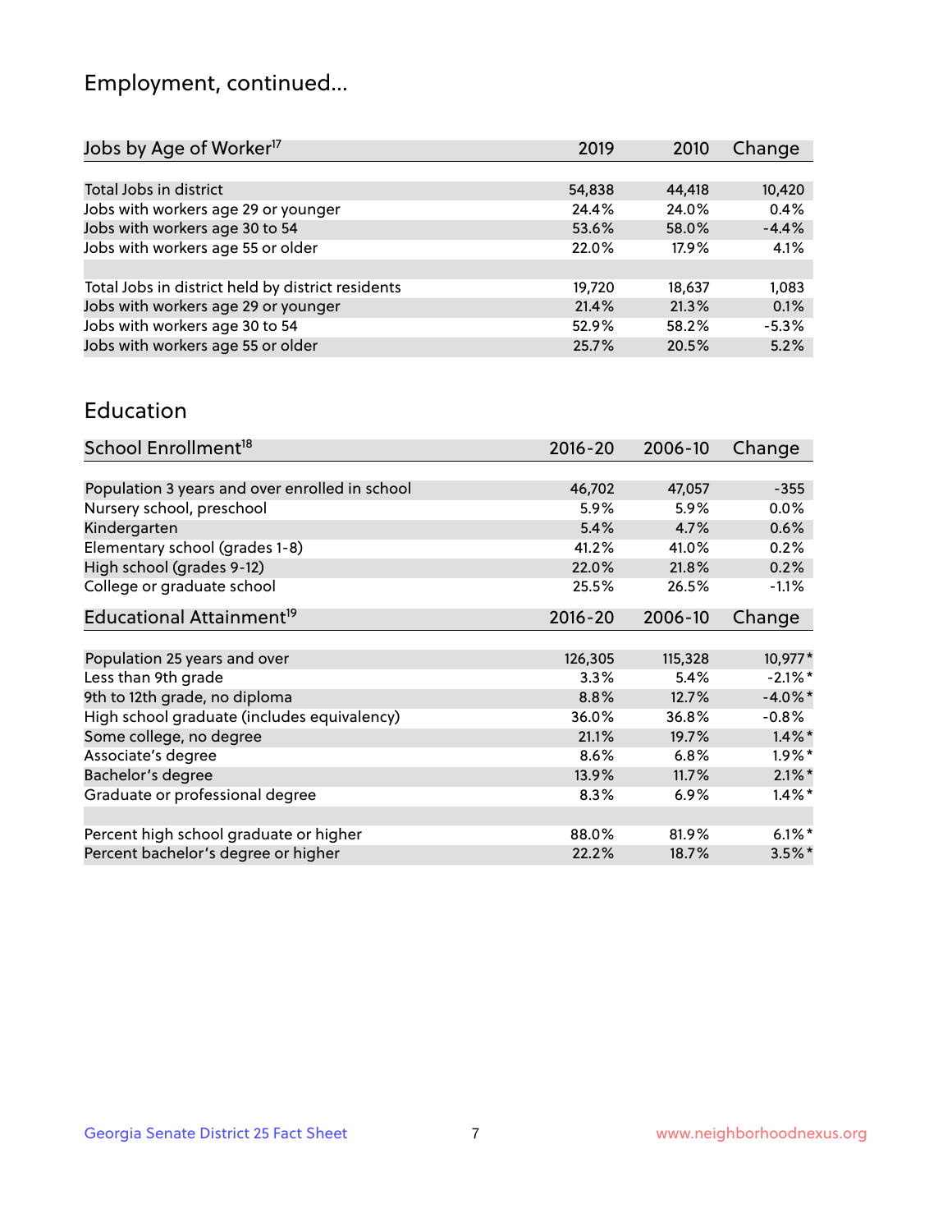## Employment, continued...

| Jobs by Age of Worker[17] | 2019 | 2010 | Change |
|---|---|---|---|
| Total Jobs in district | 54,838 | 44,418 | 10,420 |
| Jobs with workers age 29 or younger | 24.4% | 24.0% | 0.4% |
| Jobs with workers age 30 to 54 | 53.6% | 58.0% | -4.4% |
| Jobs with workers age 55 or older | 22.0% | 17.9% | 4.1% |
| | | | |
| Total Jobs in district held by district residents | 19,720 | 18,637 | 1,083 |
| Jobs with workers age 29 or younger | 21.4% | 21.3% | 0.1% |
| Jobs with workers age 30 to 54 | 52.9% | 58.2% | -5.3% |
| Jobs with workers age 55 or older | 25.7% | 20.5% | 5.2% |

## Education

| School Enrollment[18] | 2016-20 | 2006-10 | Change |
|---|---|---|---|
| Population 3 years and over enrolled in school | 46,702 | 47,057 | -355 |
| Nursery school, preschool | 5.9% | 5.9% | 0.0% |
| Kindergarten | 5.4% | 4.7% | 0.6% |
| Elementary school (grades 1-8) | 41.2% | 41.0% | 0.2% |
| High school (grades 9-12) | 22.0% | 21.8% | 0.2% |
| College or graduate school | 25.5% | 26.5% | -1.1% |

| Educational Attainment[19] | 2016-20 | 2006-10 | Change |
|---|---|---|---|
| Population 25 years and over | 126,305 | 115,328 | 10,977* |
| Less than 9th grade | 3.3% | 5.4% | -2.1%* |
| 9th to 12th grade, no diploma | 8.8% | 12.7% | -4.0%* |
| High school graduate (includes equivalency) | 36.0% | 36.8% | -0.8% |
| Some college, no degree | 21.1% | 19.7% | 1.4%* |
| Associate's degree | 8.6% | 6.8% | 1.9%* |
| Bachelor's degree | 13.9% | 11.7% | 2.1%* |
| Graduate or professional degree | 8.3% | 6.9% | 1.4%* |
| | | | |
| Percent high school graduate or higher | 88.0% | 81.9% | 6.1%* |
| Percent bachelor's degree or higher | 22.2% | 18.7% | 3.5%* |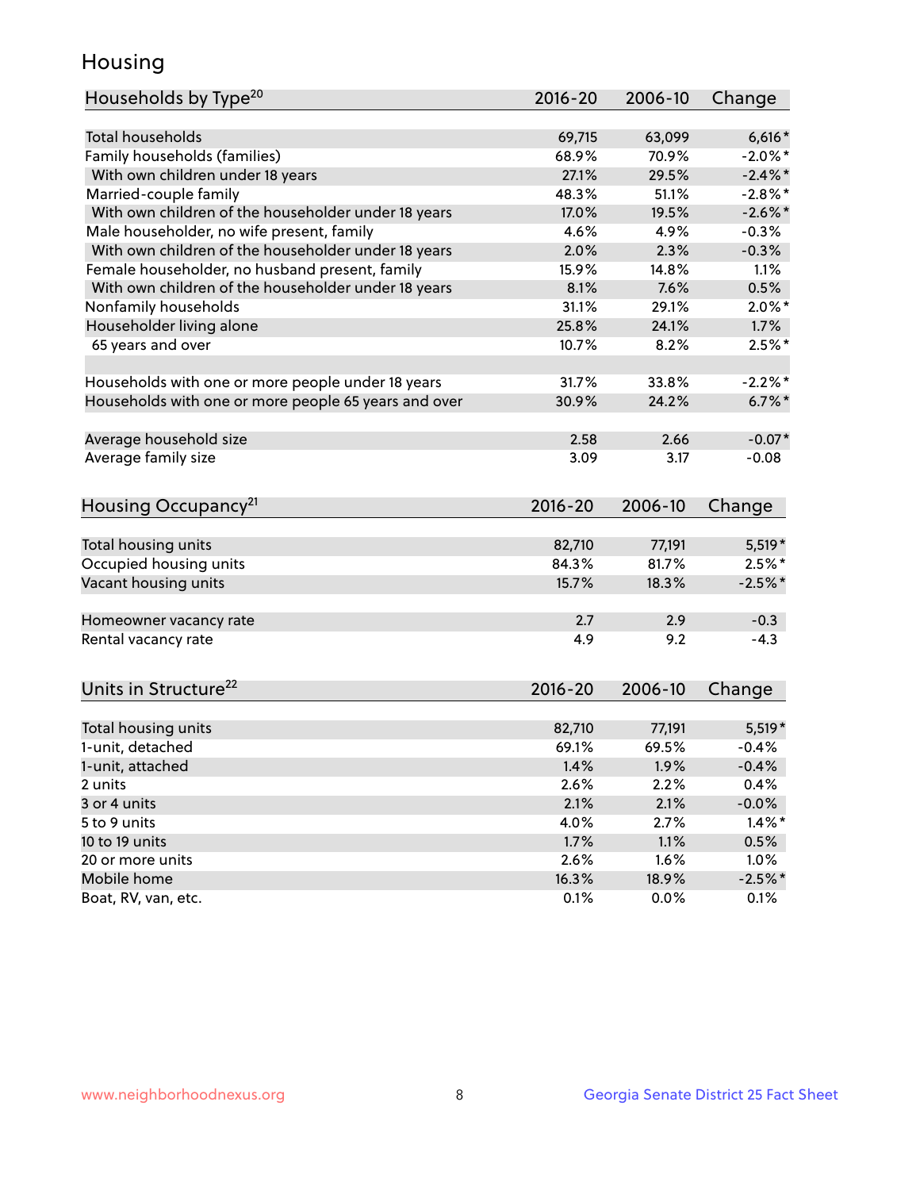# Housing

| Households by Type[20] | 2016-20 | 2006-10 | Change |
|---|---|---|---|
| Total households | 69,715 | 63,099 | 6,616* |
| Family households (families) | 68.9% | 70.9% | -2.0%* |
| With own children under 18 years | 27.1% | 29.5% | -2.4%* |
| Married-couple family | 48.3% | 51.1% | -2.8%* |
| With own children of the householder under 18 years | 17.0% | 19.5% | -2.6%* |
| Male householder, no wife present, family | 4.6% | 4.9% | -0.3% |
| With own children of the householder under 18 years | 2.0% | 2.3% | -0.3% |
| Female householder, no husband present, family | 15.9% | 14.8% | 1.1% |
| With own children of the householder under 18 years | 8.1% | 7.6% | 0.5% |
| Nonfamily households | 31.1% | 29.1% | 2.0%* |
| Householder living alone | 25.8% | 24.1% | 1.7% |
| 65 years and over | 10.7% | 8.2% | 2.5%* |
| | | | |
| Households with one or more people under 18 years | 31.7% | 33.8% | -2.2%* |
| Households with one or more people 65 years and over | 30.9% | 24.2% | 6.7%* |
| | | | |
| Average household size | 2.58 | 2.66 | -0.07* |
| Average family size | 3.09 | 3.17 | -0.08 |

| Housing Occupancy[21] | 2016-20 | 2006-10 | Change |
|---|---|---|---|
| Total housing units | 82,710 | 77,191 | 5,519* |
| Occupied housing units | 84.3% | 81.7% | 2.5%* |
| Vacant housing units | 15.7% | 18.3% | -2.5%* |
| | | | |
| Homeowner vacancy rate | 2.7 | 2.9 | -0.3 |
| Rental vacancy rate | 4.9 | 9.2 | -4.3 |

| Units in Structure[22] | 2016-20 | 2006-10 | Change |
|---|---|---|---|
| Total housing units | 82,710 | 77,191 | 5,519* |
| 1-unit, detached | 69.1% | 69.5% | -0.4% |
| 1-unit, attached | 1.4% | 1.9% | -0.4% |
| 2 units | 2.6% | 2.2% | 0.4% |
| 3 or 4 units | 2.1% | 2.1% | -0.0% |
| 5 to 9 units | 4.0% | 2.7% | 1.4%* |
| 10 to 19 units | 1.7% | 1.1% | 0.5% |
| 20 or more units | 2.6% | 1.6% | 1.0% |
| Mobile home | 16.3% | 18.9% | -2.5%* |
| Boat, RV, van, etc. | 0.1% | 0.0% | 0.1% |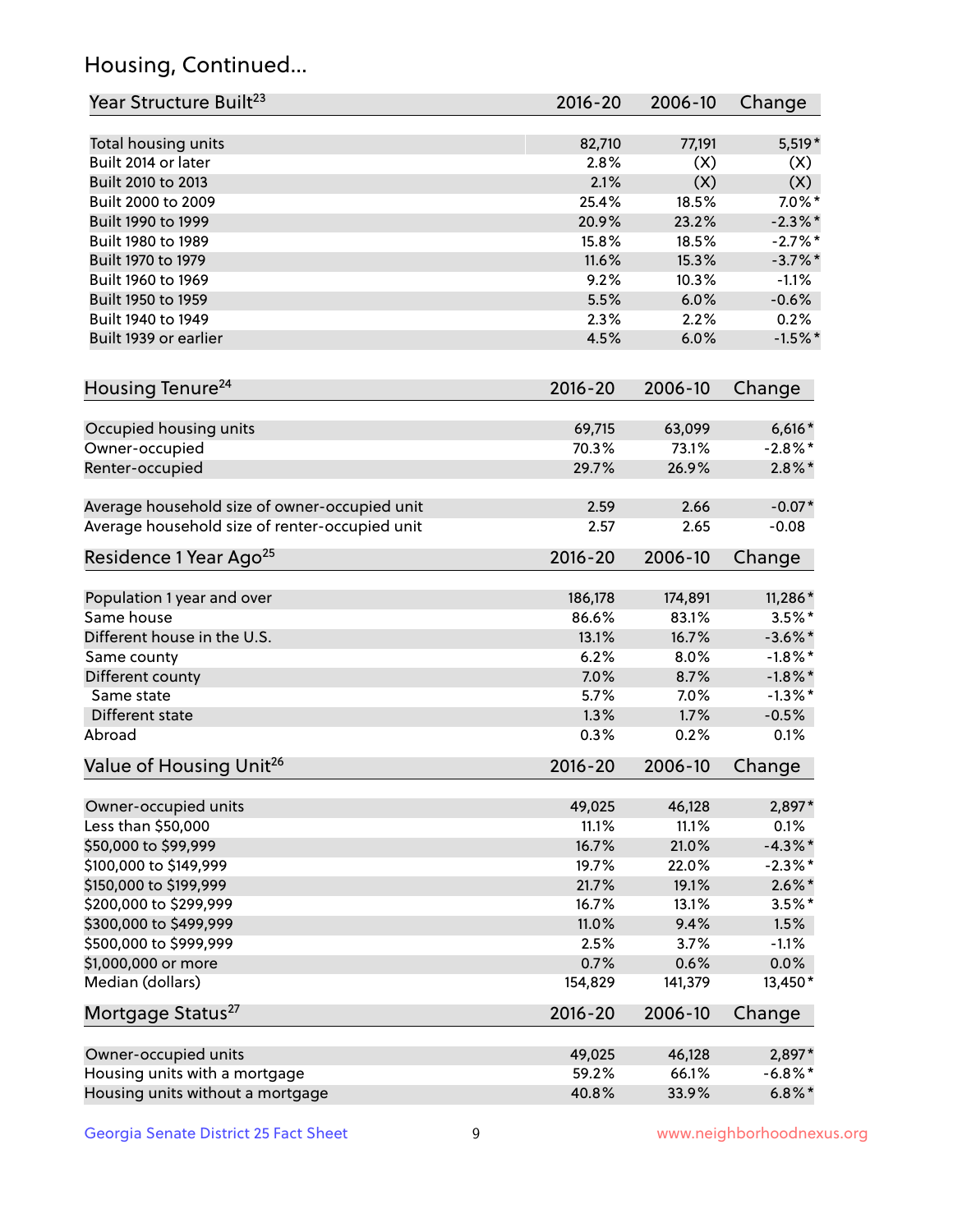## Housing, Continued...

| Year Structure Built[23] | 2016-20 | 2006-10 | Change |
|---|---|---|---|
| Total housing units | 82,710 | 77,191 | 5,519* |
| Built 2014 or later | 2.8% | (X) | (X) |
| Built 2010 to 2013 | 2.1% | (X) | (X) |
| Built 2000 to 2009 | 25.4% | 18.5% | 7.0%* |
| Built 1990 to 1999 | 20.9% | 23.2% | -2.3%* |
| Built 1980 to 1989 | 15.8% | 18.5% | -2.7%* |
| Built 1970 to 1979 | 11.6% | 15.3% | -3.7%* |
| Built 1960 to 1969 | 9.2% | 10.3% | -1.1% |
| Built 1950 to 1959 | 5.5% | 6.0% | -0.6% |
| Built 1940 to 1949 | 2.3% | 2.2% | 0.2% |
| Built 1939 or earlier | 4.5% | 6.0% | -1.5%* |

| Housing Tenure[24] | 2016-20 | 2006-10 | Change |
|---|---|---|---|
| Occupied housing units | 69,715 | 63,099 | 6,616* |
| Owner-occupied | 70.3% | 73.1% | -2.8%* |
| Renter-occupied | 29.7% | 26.9% | 2.8%* |
| Average household size of owner-occupied unit | 2.59 | 2.66 | -0.07* |
| Average household size of renter-occupied unit | 2.57 | 2.65 | -0.08 |

| Residence 1 Year Ago[25] | 2016-20 | 2006-10 | Change |
|---|---|---|---|
| Population 1 year and over | 186,178 | 174,891 | 11,286* |
| Same house | 86.6% | 83.1% | 3.5%* |
| Different house in the U.S. | 13.1% | 16.7% | -3.6%* |
| Same county | 6.2% | 8.0% | -1.8%* |
| Different county | 7.0% | 8.7% | -1.8%* |
| Same state | 5.7% | 7.0% | -1.3%* |
| Different state | 1.3% | 1.7% | -0.5% |
| Abroad | 0.3% | 0.2% | 0.1% |

| Value of Housing Unit[26] | 2016-20 | 2006-10 | Change |
|---|---|---|---|
| Owner-occupied units | 49,025 | 46,128 | 2,897* |
| Less than $50,000 | 11.1% | 11.1% | 0.1% |
| $50,000 to $99,999 | 16.7% | 21.0% | -4.3%* |
| $100,000 to $149,999 | 19.7% | 22.0% | -2.3%* |
| $150,000 to $199,999 | 21.7% | 19.1% | 2.6%* |
| $200,000 to $299,999 | 16.7% | 13.1% | 3.5%* |
| $300,000 to $499,999 | 11.0% | 9.4% | 1.5% |
| $500,000 to $999,999 | 2.5% | 3.7% | -1.1% |
| $1,000,000 or more | 0.7% | 0.6% | 0.0% |
| Median (dollars) | 154,829 | 141,379 | 13,450* |

| Mortgage Status[27] | 2016-20 | 2006-10 | Change |
|---|---|---|---|
| Owner-occupied units | 49,025 | 46,128 | 2,897* |
| Housing units with a mortgage | 59.2% | 66.1% | -6.8%* |
| Housing units without a mortgage | 40.8% | 33.9% | 6.8%* |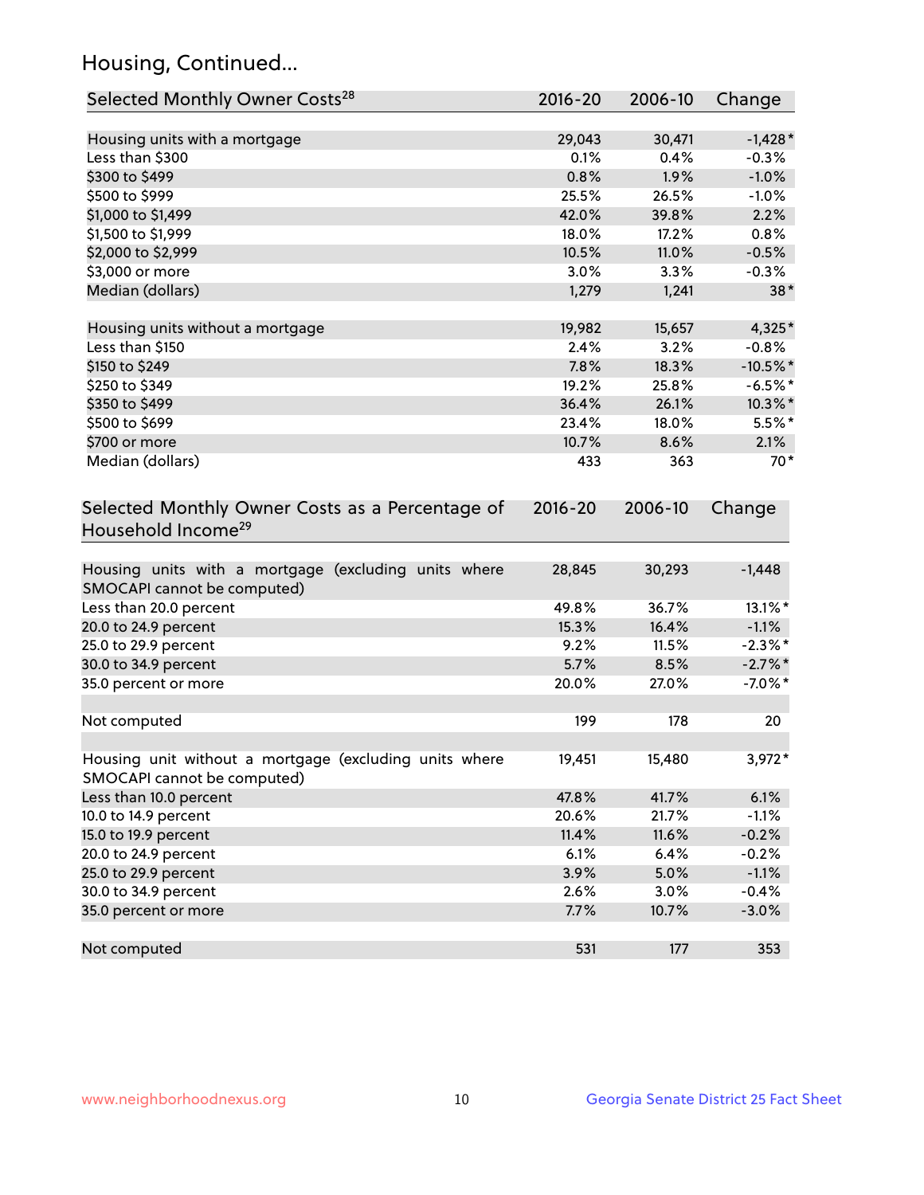## Housing, Continued...

| Selected Monthly Owner Costs[28] | 2016-20 | 2006-10 | Change |
|---|---|---|---|
| Housing units with a mortgage | 29,043 | 30,471 | -1,428* |
| Less than $300 | 0.1% | 0.4% | -0.3% |
| $300 to $499 | 0.8% | 1.9% | -1.0% |
| $500 to $999 | 25.5% | 26.5% | -1.0% |
| $1,000 to $1,499 | 42.0% | 39.8% | 2.2% |
| $1,500 to $1,999 | 18.0% | 17.2% | 0.8% |
| $2,000 to $2,999 | 10.5% | 11.0% | -0.5% |
| $3,000 or more | 3.0% | 3.3% | -0.3% |
| Median (dollars) | 1,279 | 1,241 | 38* |
| | | | |
| Housing units without a mortgage | 19,982 | 15,657 | 4,325* |
| Less than $150 | 2.4% | 3.2% | -0.8% |
| $150 to $249 | 7.8% | 18.3% | -10.5%* |
| $250 to $349 | 19.2% | 25.8% | -6.5%* |
| $350 to $499 | 36.4% | 26.1% | 10.3%* |
| $500 to $699 | 23.4% | 18.0% | 5.5%* |
| $700 or more | 10.7% | 8.6% | 2.1% |
| Median (dollars) | 433 | 363 | 70* |

| Selected Monthly Owner Costs as a Percentage of Household Income[29] | 2016-20 | 2006-10 | Change |
|---|---|---|---|
| Housing units with a mortgage (excluding units where SMOCAPI cannot be computed) | 28,845 | 30,293 | -1,448 |
| Less than 20.0 percent | 49.8% | 36.7% | 13.1%* |
| 20.0 to 24.9 percent | 15.3% | 16.4% | -1.1% |
| 25.0 to 29.9 percent | 9.2% | 11.5% | -2.3%* |
| 30.0 to 34.9 percent | 5.7% | 8.5% | -2.7%* |
| 35.0 percent or more | 20.0% | 27.0% | -7.0%* |
| | | | |
| Not computed | 199 | 178 | 20 |
| | | | |
| Housing unit without a mortgage (excluding units where SMOCAPI cannot be computed) | 19,451 | 15,480 | 3,972* |
| Less than 10.0 percent | 47.8% | 41.7% | 6.1% |
| 10.0 to 14.9 percent | 20.6% | 21.7% | -1.1% |
| 15.0 to 19.9 percent | 11.4% | 11.6% | -0.2% |
| 20.0 to 24.9 percent | 6.1% | 6.4% | -0.2% |
| 25.0 to 29.9 percent | 3.9% | 5.0% | -1.1% |
| 30.0 to 34.9 percent | 2.6% | 3.0% | -0.4% |
| 35.0 percent or more | 7.7% | 10.7% | -3.0% |
| | | | |
| Not computed | 531 | 177 | 353 |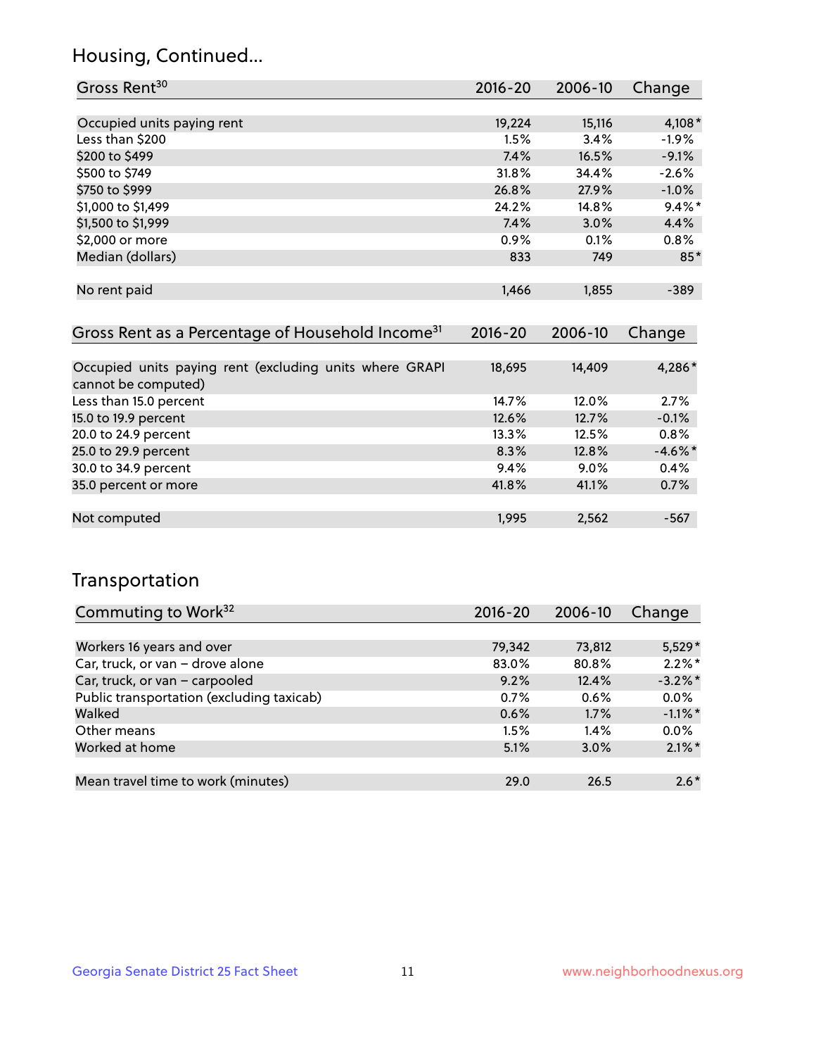## Housing, Continued...

| Gross Rent[30] | 2016-20 | 2006-10 | Change |
|---|---|---|---|
| Occupied units paying rent | 19,224 | 15,116 | 4,108* |
| Less than $200 | 1.5% | 3.4% | -1.9% |
| $200 to $499 | 7.4% | 16.5% | -9.1% |
| $500 to $749 | 31.8% | 34.4% | -2.6% |
| $750 to $999 | 26.8% | 27.9% | -1.0% |
| $1,000 to $1,499 | 24.2% | 14.8% | 9.4%* |
| $1,500 to $1,999 | 7.4% | 3.0% | 4.4% |
| $2,000 or more | 0.9% | 0.1% | 0.8% |
| Median (dollars) | 833 | 749 | 85* |
| No rent paid | 1,466 | 1,855 | -389 |

| Gross Rent as a Percentage of Household Income[31] | 2016-20 | 2006-10 | Change |
|---|---|---|---|
| Occupied units paying rent (excluding units where GRAPI cannot be computed) | 18,695 | 14,409 | 4,286* |
| Less than 15.0 percent | 14.7% | 12.0% | 2.7% |
| 15.0 to 19.9 percent | 12.6% | 12.7% | -0.1% |
| 20.0 to 24.9 percent | 13.3% | 12.5% | 0.8% |
| 25.0 to 29.9 percent | 8.3% | 12.8% | -4.6%* |
| 30.0 to 34.9 percent | 9.4% | 9.0% | 0.4% |
| 35.0 percent or more | 41.8% | 41.1% | 0.7% |
| Not computed | 1,995 | 2,562 | -567 |

## Transportation

| Commuting to Work[32] | 2016-20 | 2006-10 | Change |
|---|---|---|---|
| Workers 16 years and over | 79,342 | 73,812 | 5,529* |
| Car, truck, or van – drove alone | 83.0% | 80.8% | 2.2%* |
| Car, truck, or van – carpooled | 9.2% | 12.4% | -3.2%* |
| Public transportation (excluding taxicab) | 0.7% | 0.6% | 0.0% |
| Walked | 0.6% | 1.7% | -1.1%* |
| Other means | 1.5% | 1.4% | 0.0% |
| Worked at home | 5.1% | 3.0% | 2.1%* |
| Mean travel time to work (minutes) | 29.0 | 26.5 | 2.6* |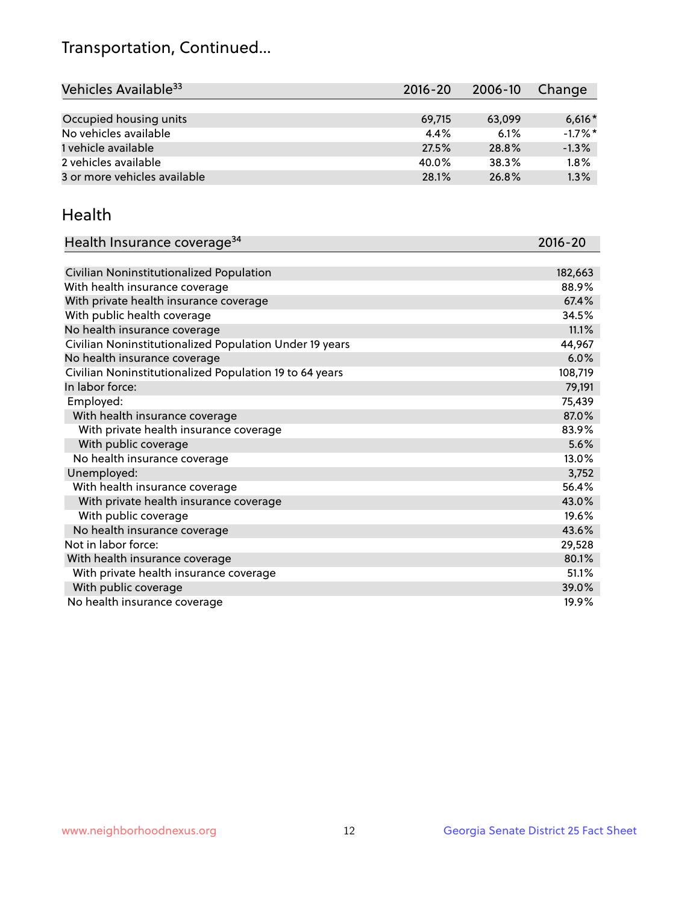# Transportation, Continued...

| Vehicles Available[33] | 2016-20 | 2006-10 | Change |
|---|---|---|---|
| Occupied housing units | 69,715 | 63,099 | 6,616* |
| No vehicles available | 4.4% | 6.1% | -1.7%* |
| 1 vehicle available | 27.5% | 28.8% | -1.3% |
| 2 vehicles available | 40.0% | 38.3% | 1.8% |
| 3 or more vehicles available | 28.1% | 26.8% | 1.3% |

## Health

| Health Insurance coverage[34] | 2016-20 |
|---|---|
| Civilian Noninstitutionalized Population | 182,663 |
| With health insurance coverage | 88.9% |
| With private health insurance coverage | 67.4% |
| With public health coverage | 34.5% |
| No health insurance coverage | 11.1% |
| Civilian Noninstitutionalized Population Under 19 years | 44,967 |
| No health insurance coverage | 6.0% |
| Civilian Noninstitutionalized Population 19 to 64 years | 108,719 |
| In labor force: | 79,191 |
| Employed: | 75,439 |
| With health insurance coverage | 87.0% |
| With private health insurance coverage | 83.9% |
| With public coverage | 5.6% |
| No health insurance coverage | 13.0% |
| Unemployed: | 3,752 |
| With health insurance coverage | 56.4% |
| With private health insurance coverage | 43.0% |
| With public coverage | 19.6% |
| No health insurance coverage | 43.6% |
| Not in labor force: | 29,528 |
| With health insurance coverage | 80.1% |
| With private health insurance coverage | 51.1% |
| With public coverage | 39.0% |
| No health insurance coverage | 19.9% |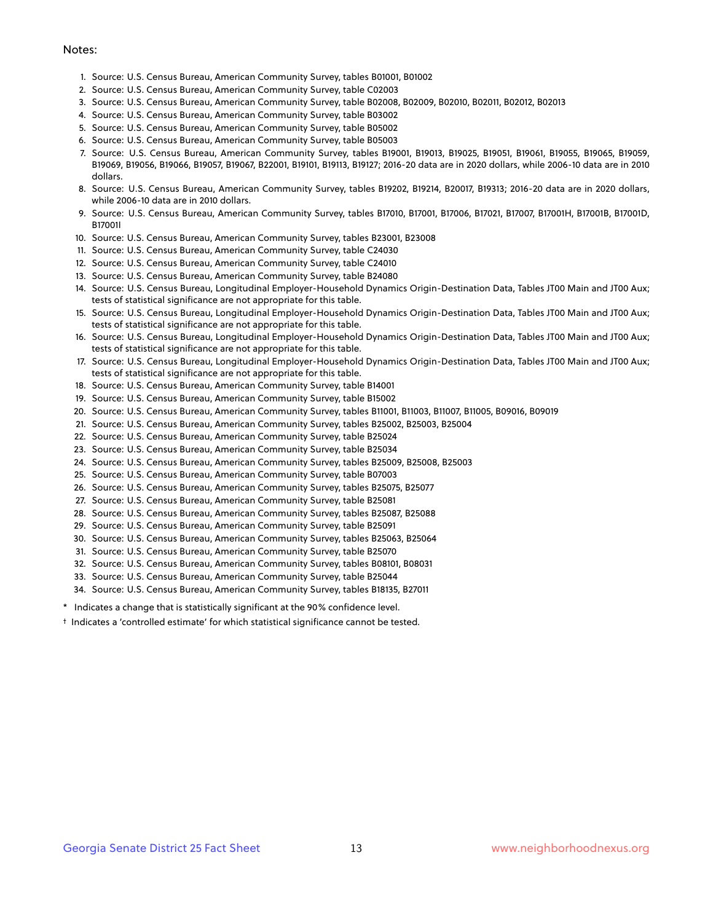Notes:

1. Source: U.S. Census Bureau, American Community Survey, tables B01001, B01002
2. Source: U.S. Census Bureau, American Community Survey, table C02003
3. Source: U.S. Census Bureau, American Community Survey, table B02008, B02009, B02010, B02011, B02012, B02013
4. Source: U.S. Census Bureau, American Community Survey, table B03002
5. Source: U.S. Census Bureau, American Community Survey, table B05002
6. Source: U.S. Census Bureau, American Community Survey, table B05003
7. Source: U.S. Census Bureau, American Community Survey, tables B19001, B19013, B19025, B19051, B19061, B19055, B19065, B19059, B19069, B19056, B19066, B19057, B19067, B22001, B19101, B19113, B19127; 2016-20 data are in 2020 dollars, while 2006-10 data are in 2010 dollars.
8. Source: U.S. Census Bureau, American Community Survey, tables B19202, B19214, B20017, B19313; 2016-20 data are in 2020 dollars, while 2006-10 data are in 2010 dollars.
9. Source: U.S. Census Bureau, American Community Survey, tables B17010, B17001, B17006, B17021, B17007, B17001H, B17001B, B17001D, B17001I
10. Source: U.S. Census Bureau, American Community Survey, tables B23001, B23008
11. Source: U.S. Census Bureau, American Community Survey, table C24030
12. Source: U.S. Census Bureau, American Community Survey, table C24010
13. Source: U.S. Census Bureau, American Community Survey, table B24080
14. Source: U.S. Census Bureau, Longitudinal Employer-Household Dynamics Origin-Destination Data, Tables JT00 Main and JT00 Aux; tests of statistical significance are not appropriate for this table.
15. Source: U.S. Census Bureau, Longitudinal Employer-Household Dynamics Origin-Destination Data, Tables JT00 Main and JT00 Aux; tests of statistical significance are not appropriate for this table.
16. Source: U.S. Census Bureau, Longitudinal Employer-Household Dynamics Origin-Destination Data, Tables JT00 Main and JT00 Aux; tests of statistical significance are not appropriate for this table.
17. Source: U.S. Census Bureau, Longitudinal Employer-Household Dynamics Origin-Destination Data, Tables JT00 Main and JT00 Aux; tests of statistical significance are not appropriate for this table.
18. Source: U.S. Census Bureau, American Community Survey, table B14001
19. Source: U.S. Census Bureau, American Community Survey, table B15002
20. Source: U.S. Census Bureau, American Community Survey, tables B11001, B11003, B11007, B11005, B09016, B09019
21. Source: U.S. Census Bureau, American Community Survey, tables B25002, B25003, B25004
22. Source: U.S. Census Bureau, American Community Survey, table B25024
23. Source: U.S. Census Bureau, American Community Survey, table B25034
24. Source: U.S. Census Bureau, American Community Survey, tables B25009, B25008, B25003
25. Source: U.S. Census Bureau, American Community Survey, table B07003
26. Source: U.S. Census Bureau, American Community Survey, tables B25075, B25077
27. Source: U.S. Census Bureau, American Community Survey, table B25081
28. Source: U.S. Census Bureau, American Community Survey, tables B25087, B25088
29. Source: U.S. Census Bureau, American Community Survey, table B25091
30. Source: U.S. Census Bureau, American Community Survey, tables B25063, B25064
31. Source: U.S. Census Bureau, American Community Survey, table B25070
32. Source: U.S. Census Bureau, American Community Survey, tables B08101, B08031
33. Source: U.S. Census Bureau, American Community Survey, table B25044
34. Source: U.S. Census Bureau, American Community Survey, tables B18135, B27011

\* Indicates a change that is statistically significant at the 90% confidence level.

† Indicates a 'controlled estimate' for which statistical significance cannot be tested.